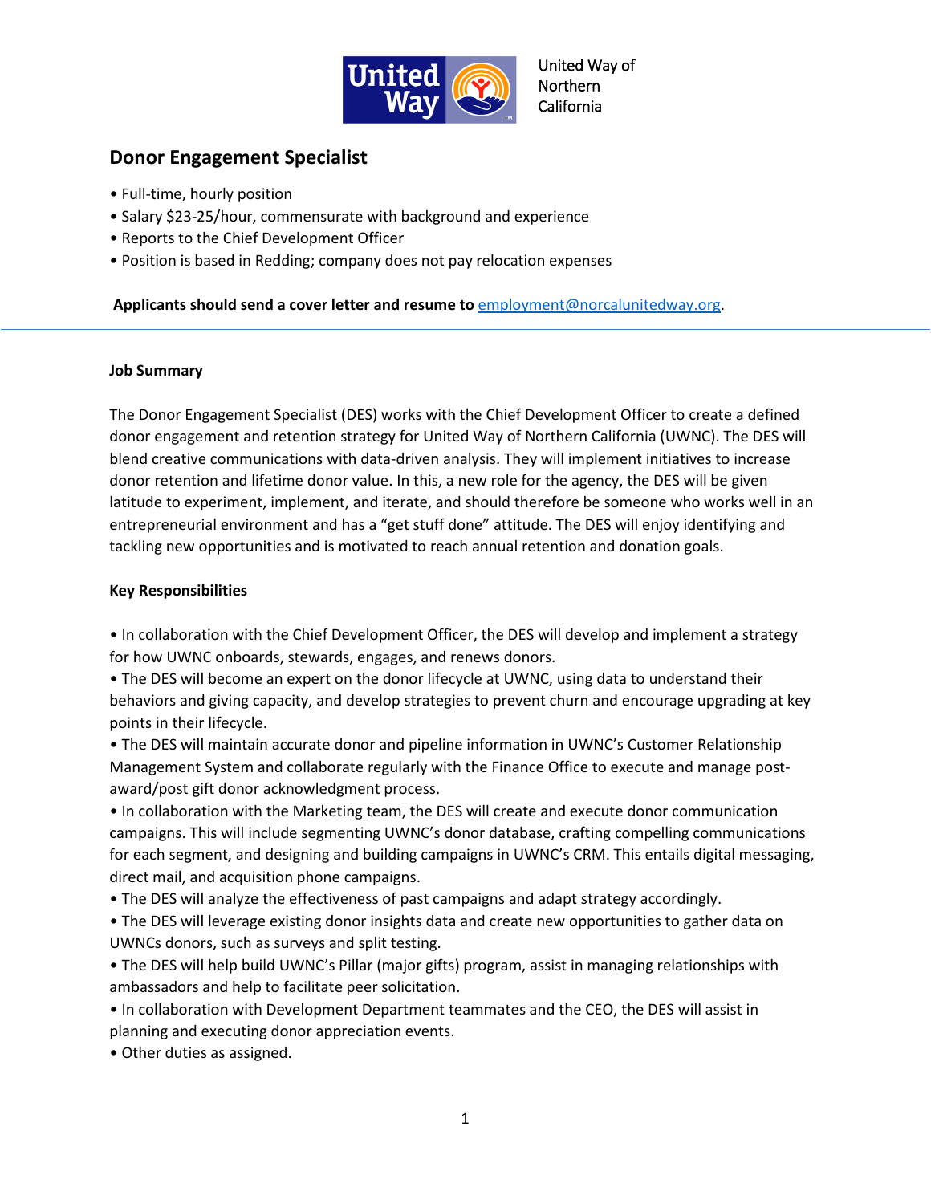United Way of Northern California

# Donor Engagement Specialist

- Full-time, hourly position
- Salary $23-25/hour, commensurate with background and experience
- Reports to the Chief Development Officer
- Position is based in Redding; company does not pay relocation expenses

**Applicants should send a cover letter and resume to [employment@norcalunitedway.org](mailto:employment@norcalunitedway.org).**

---

**Job Summary**

The Donor Engagement Specialist (DES) works with the Chief Development Officer to create a defined donor engagement and retention strategy for United Way of Northern California (UWNC). The DES will blend creative communications with data-driven analysis. They will implement initiatives to increase donor retention and lifetime donor value. In this, a new role for the agency, the DES will be given latitude to experiment, implement, and iterate, and should therefore be someone who works well in an entrepreneurial environment and has a "get stuff done" attitude. The DES will enjoy identifying and tackling new opportunities and is motivated to reach annual retention and donation goals.

**Key Responsibilities**

- In collaboration with the Chief Development Officer, the DES will develop and implement a strategy for how UWNC onboards, stewards, engages, and renews donors.
- The DES will become an expert on the donor lifecycle at UWNC, using data to understand their behaviors and giving capacity, and develop strategies to prevent churn and encourage upgrading at key points in their lifecycle.
- The DES will maintain accurate donor and pipeline information in UWNC's Customer Relationship Management System and collaborate regularly with the Finance Office to execute and manage post-award/post gift donor acknowledgment process.
- In collaboration with the Marketing team, the DES will create and execute donor communication campaigns. This will include segmenting UWNC's donor database, crafting compelling communications for each segment, and designing and building campaigns in UWNC's CRM. This entails digital messaging, direct mail, and acquisition phone campaigns.
- The DES will analyze the effectiveness of past campaigns and adapt strategy accordingly.
- The DES will leverage existing donor insights data and create new opportunities to gather data on UWNCs donors, such as surveys and split testing.
- The DES will help build UWNC's Pillar (major gifts) program, assist in managing relationships with ambassadors and help to facilitate peer solicitation.
- In collaboration with Development Department teammates and the CEO, the DES will assist in planning and executing donor appreciation events.
- Other duties as assigned.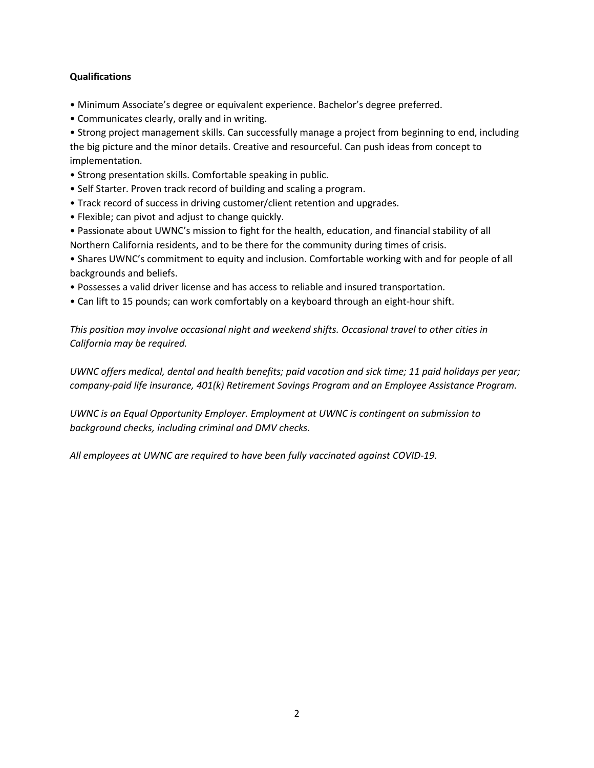**Qualifications**

- Minimum Associate’s degree or equivalent experience. Bachelor’s degree preferred.
- Communicates clearly, orally and in writing.
- Strong project management skills. Can successfully manage a project from beginning to end, including the big picture and the minor details. Creative and resourceful. Can push ideas from concept to implementation.
- Strong presentation skills. Comfortable speaking in public.
- Self Starter. Proven track record of building and scaling a program.
- Track record of success in driving customer/client retention and upgrades.
- Flexible; can pivot and adjust to change quickly.
- Passionate about UWNC’s mission to fight for the health, education, and financial stability of all Northern California residents, and to be there for the community during times of crisis.
- Shares UWNC’s commitment to equity and inclusion. Comfortable working with and for people of all backgrounds and beliefs.
- Possesses a valid driver license and has access to reliable and insured transportation.
- Can lift to 15 pounds; can work comfortably on a keyboard through an eight-hour shift.

*This position may involve occasional night and weekend shifts. Occasional travel to other cities in California may be required.*

*UWNC offers medical, dental and health benefits; paid vacation and sick time; 11 paid holidays per year; company-paid life insurance, 401(k) Retirement Savings Program and an Employee Assistance Program.*

*UWNC is an Equal Opportunity Employer. Employment at UWNC is contingent on submission to background checks, including criminal and DMV checks.*

*All employees at UWNC are required to have been fully vaccinated against COVID-19.*